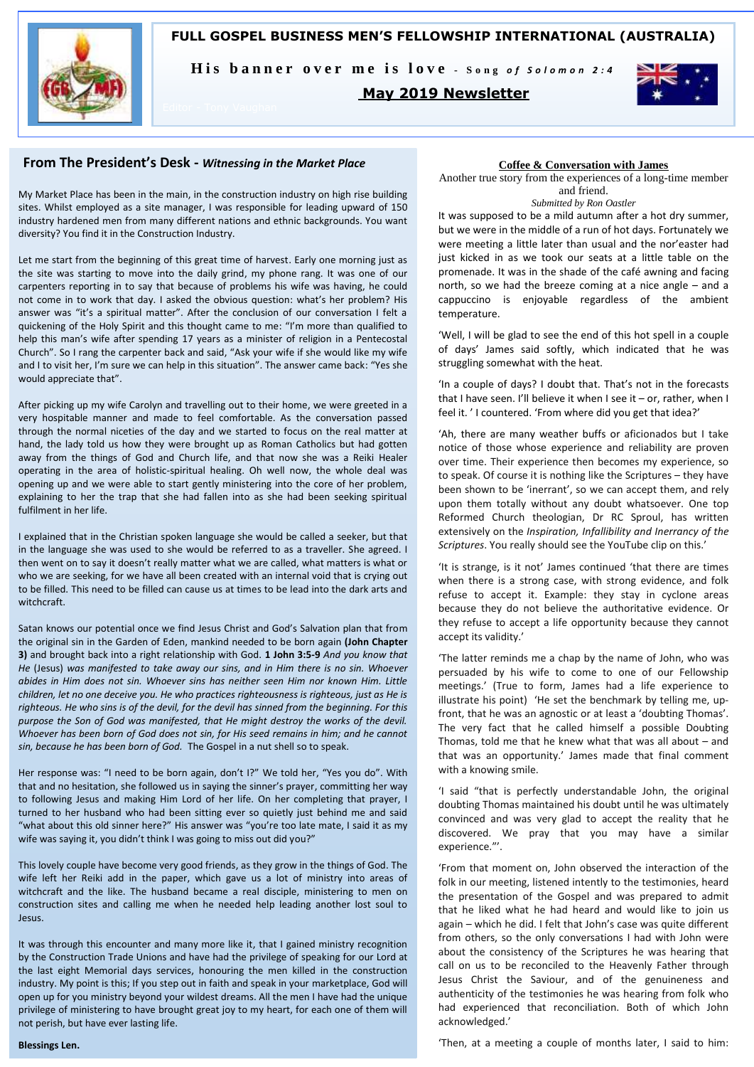# FULL GOSPEL BUSINESS MEN'S FELLOWSHIP INTERNATIONAL (AUSTRALIA)

**His banner over me is love** - *Song of Solomon 2:4*

**May 2019 Newsletter**

Editor - Tony Vaughan

## From The President's Desk - *Witnessing in the Market Place*

My Market Place has been in the main, in the construction industry on high rise building sites. Whilst employed as a site manager, I was responsible for leading upward of 150 industry hardened men from many different nations and ethnic backgrounds. You want diversity? You find it in the Construction Industry.

Let me start from the beginning of this great time of harvest. Early one morning just as the site was starting to move into the daily grind, my phone rang. It was one of our carpenters reporting in to say that because of problems his wife was having, he could not come in to work that day. I asked the obvious question: what's her problem? His answer was "it's a spiritual matter". After the conclusion of our conversation I felt a quickening of the Holy Spirit and this thought came to me: "I'm more than qualified to help this man's wife after spending 17 years as a minister of religion in a Pentecostal Church". So I rang the carpenter back and said, "Ask your wife if she would like my wife and I to visit her, I'm sure we can help in this situation". The answer came back: "Yes she would appreciate that".

After picking up my wife Carolyn and travelling out to their home, we were greeted in a very hospitable manner and made to feel comfortable. As the conversation passed through the normal niceties of the day and we started to focus on the real matter at hand, the lady told us how they were brought up as Roman Catholics but had gotten away from the things of God and Church life, and that now she was a Reiki Healer operating in the area of holistic-spiritual healing. Oh well now, the whole deal was opening up and we were able to start gently ministering into the core of her problem, explaining to her the trap that she had fallen into as she had been seeking spiritual fulfilment in her life.

I explained that in the Christian spoken language she would be called a seeker, but that in the language she was used to she would be referred to as a traveller. She agreed. I then went on to say it doesn't really matter what we are called, what matters is what or who we are seeking, for we have all been created with an internal void that is crying out to be filled. This need to be filled can cause us at times to be lead into the dark arts and witchcraft.

Satan knows our potential once we find Jesus Christ and God's Salvation plan that from the original sin in the Garden of Eden, mankind needed to be born again **(John Chapter 3)** and brought back into a right relationship with God. **1 John 3:5-9** *And you know that He* (Jesus) *was manifested to take away our sins, and in Him there is no sin. Whoever abides in Him does not sin. Whoever sins has neither seen Him nor known Him. Little children, let no one deceive you. He who practices righteousness is righteous, just as He is righteous. He who sins is of the devil, for the devil has sinned from the beginning. For this purpose the Son of God was manifested, that He might destroy the works of the devil. Whoever has been born of God does not sin, for His seed remains in him; and he cannot sin, because he has been born of God.* The Gospel in a nut shell so to speak.

Her response was: "I need to be born again, don't I?" We told her, "Yes you do". With that and no hesitation, she followed us in saying the sinner's prayer, committing her way to following Jesus and making Him Lord of her life. On her completing that prayer, I turned to her husband who had been sitting ever so quietly just behind me and said "what about this old sinner here?" His answer was "you're too late mate, I said it as my wife was saying it, you didn't think I was going to miss out did you?"

This lovely couple have become very good friends, as they grow in the things of God. The wife left her Reiki add in the paper, which gave us a lot of ministry into areas of witchcraft and the like. The husband became a real disciple, ministering to men on construction sites and calling me when he needed help leading another lost soul to Jesus.

It was through this encounter and many more like it, that I gained ministry recognition by the Construction Trade Unions and have had the privilege of speaking for our Lord at the last eight Memorial days services, honouring the men killed in the construction industry. My point is this; If you step out in faith and speak in your marketplace, God will open up for you ministry beyond your wildest dreams. All the men I have had the unique privilege of ministering to have brought great joy to my heart, for each one of them will not perish, but have ever lasting life.

**Blessings Len.**

## Coffee & Conversation with James

Another true story from the experiences of a long-time member and friend.

*Submitted by Ron Oastler*

It was supposed to be a mild autumn after a hot dry summer, but we were in the middle of a run of hot days. Fortunately we were meeting a little later than usual and the nor'easter had just kicked in as we took our seats at a little table on the promenade. It was in the shade of the café awning and facing north, so we had the breeze coming at a nice angle – and a cappuccino is enjoyable regardless of the ambient temperature.

'Well, I will be glad to see the end of this hot spell in a couple of days' James said softly, which indicated that he was struggling somewhat with the heat.

'In a couple of days? I doubt that. That's not in the forecasts that I have seen. I'll believe it when I see it – or, rather, when I feel it. ' I countered. 'From where did you get that idea?'

'Ah, there are many weather buffs or aficionados but I take notice of those whose experience and reliability are proven over time. Their experience then becomes my experience, so to speak. Of course it is nothing like the Scriptures – they have been shown to be 'inerrant', so we can accept them, and rely upon them totally without any doubt whatsoever. One top Reformed Church theologian, Dr RC Sproul, has written extensively on the *Inspiration, Infallibility and Inerrancy of the Scriptures*. You really should see the YouTube clip on this.'

'It is strange, is it not' James continued 'that there are times when there is a strong case, with strong evidence, and folk refuse to accept it. Example: they stay in cyclone areas because they do not believe the authoritative evidence. Or they refuse to accept a life opportunity because they cannot accept its validity.'

'The latter reminds me a chap by the name of John, who was persuaded by his wife to come to one of our Fellowship meetings.' (True to form, James had a life experience to illustrate his point) 'He set the benchmark by telling me, up-front, that he was an agnostic or at least a 'doubting Thomas'. The very fact that he called himself a possible Doubting Thomas, told me that he knew what that was all about – and that was an opportunity.' James made that final comment with a knowing smile.

'I said "that is perfectly understandable John, the original doubting Thomas maintained his doubt until he was ultimately convinced and was very glad to accept the reality that he discovered. We pray that you may have a similar experience."'.

'From that moment on, John observed the interaction of the folk in our meeting, listened intently to the testimonies, heard the presentation of the Gospel and was prepared to admit that he liked what he had heard and would like to join us again – which he did. I felt that John's case was quite different from others, so the only conversations I had with John were about the consistency of the Scriptures he was hearing that call on us to be reconciled to the Heavenly Father through Jesus Christ the Saviour, and of the genuineness and authenticity of the testimonies he was hearing from folk who had experienced that reconciliation. Both of which John acknowledged.'

'Then, at a meeting a couple of months later, I said to him: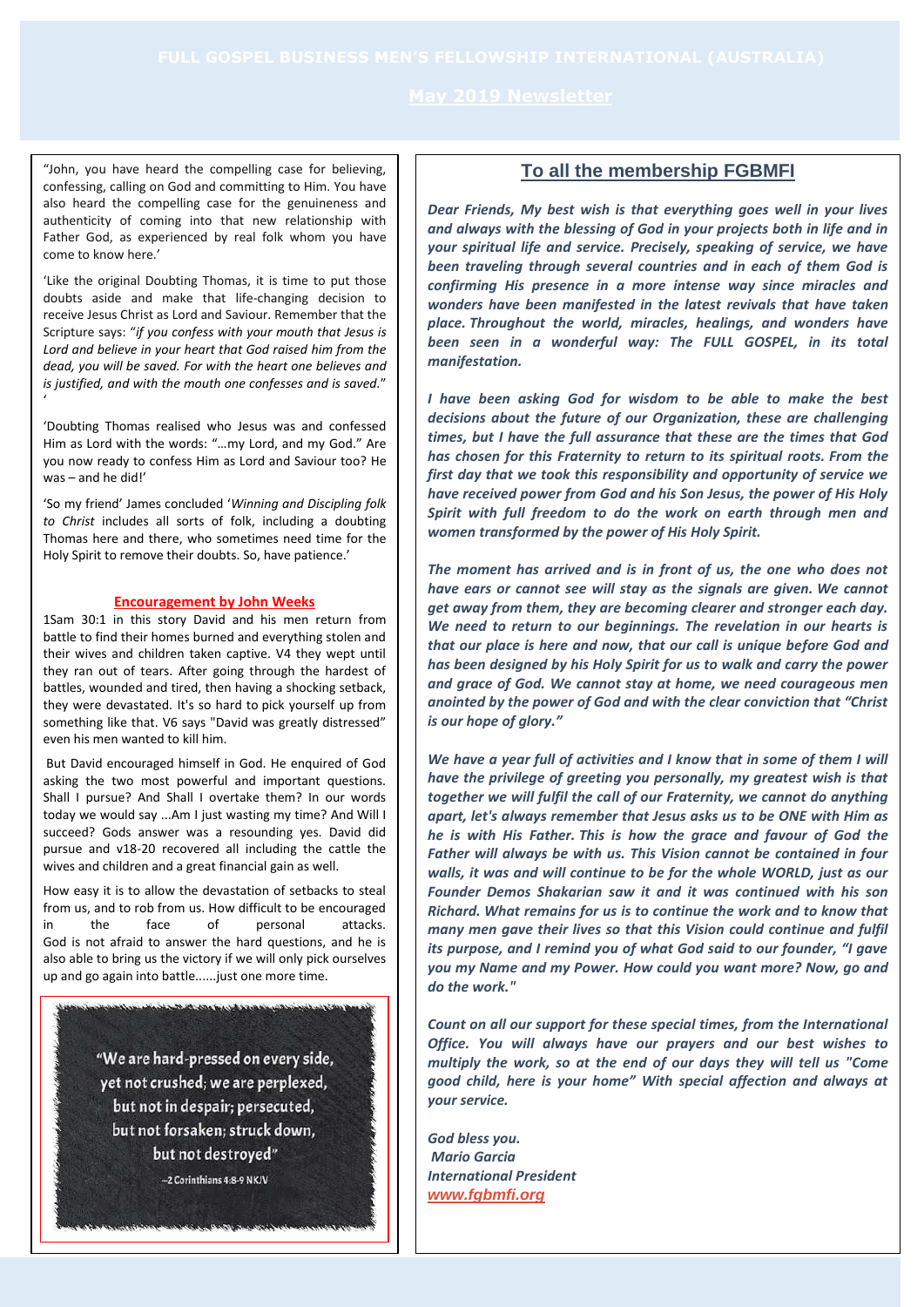"John, you have heard the compelling case for believing, confessing, calling on God and committing to Him. You have also heard the compelling case for the genuineness and authenticity of coming into that new relationship with Father God, as experienced by real folk whom you have come to know here.'

'Like the original Doubting Thomas, it is time to put those doubts aside and make that life-changing decision to receive Jesus Christ as Lord and Saviour. Remember that the Scripture says: "*if you confess with your mouth that Jesus is Lord and believe in your heart that God raised him from the dead, you will be saved. For with the heart one believes and is justified, and with the mouth one confesses and is saved.*" '

'Doubting Thomas realised who Jesus was and confessed Him as Lord with the words: "…my Lord, and my God." Are you now ready to confess Him as Lord and Saviour too? He was – and he did!'

'So my friend' James concluded '*Winning and Discipling folk to Christ* includes all sorts of folk, including a doubting Thomas here and there, who sometimes need time for the Holy Spirit to remove their doubts. So, have patience.'

## Encouragement by John Weeks

1Sam 30:1 in this story David and his men return from battle to find their homes burned and everything stolen and their wives and children taken captive. V4 they wept until they ran out of tears. After going through the hardest of battles, wounded and tired, then having a shocking setback, they were devastated. It's so hard to pick yourself up from something like that. V6 says "David was greatly distressed" even his men wanted to kill him.

But David encouraged himself in God. He enquired of God asking the two most powerful and important questions. Shall I pursue? And Shall I overtake them? In our words today we would say ...Am I just wasting my time? And Will I succeed? Gods answer was a resounding yes. David did pursue and v18-20 recovered all including the cattle the wives and children and a great financial gain as well.

How easy it is to allow the devastation of setbacks to steal from us, and to rob from us. How difficult to be encouraged in the face of personal attacks. God is not afraid to answer the hard questions, and he is also able to bring us the victory if we will only pick ourselves up and go again into battle......just one more time.

"We are hard-pressed on every side, yet not crushed; we are perplexed, but not in despair; persecuted, but not forsaken; struck down, but not destroyed"

–2 Corinthians 4:8-9 NKJV

## To all the membership FGBMFI

***Dear Friends, My best wish is that everything goes well in your lives and always with the blessing of God in your projects both in life and in your spiritual life and service. Precisely, speaking of service, we have been traveling through several countries and in each of them God is confirming His presence in a more intense way since miracles and wonders have been manifested in the latest revivals that have taken place. Throughout the world, miracles, healings, and wonders have been seen in a wonderful way: The FULL GOSPEL, in its total manifestation.***

***I have been asking God for wisdom to be able to make the best decisions about the future of our Organization, these are challenging times, but I have the full assurance that these are the times that God has chosen for this Fraternity to return to its spiritual roots. From the first day that we took this responsibility and opportunity of service we have received power from God and his Son Jesus, the power of His Holy Spirit with full freedom to do the work on earth through men and women transformed by the power of His Holy Spirit.***

***The moment has arrived and is in front of us, the one who does not have ears or cannot see will stay as the signals are given. We cannot get away from them, they are becoming clearer and stronger each day. We need to return to our beginnings. The revelation in our hearts is that our place is here and now, that our call is unique before God and has been designed by his Holy Spirit for us to walk and carry the power and grace of God. We cannot stay at home, we need courageous men anointed by the power of God and with the clear conviction that "Christ is our hope of glory."***

***We have a year full of activities and I know that in some of them I will have the privilege of greeting you personally, my greatest wish is that together we will fulfil the call of our Fraternity, we cannot do anything apart, let's always remember that Jesus asks us to be ONE with Him as he is with His Father. This is how the grace and favour of God the Father will always be with us. This Vision cannot be contained in four walls, it was and will continue to be for the whole WORLD, just as our Founder Demos Shakarian saw it and it was continued with his son Richard. What remains for us is to continue the work and to know that many men gave their lives so that this Vision could continue and fulfil its purpose, and I remind you of what God said to our founder, "I gave you my Name and my Power. How could you want more? Now, go and do the work."***

***Count on all our support for these special times, from the International Office. You will always have our prayers and our best wishes to multiply the work, so at the end of our days they will tell us "Come good child, here is your home" With special affection and always at your service.***

***God bless you.***
***Mario Garcia***
***International President***
***www.fgbmfi.org***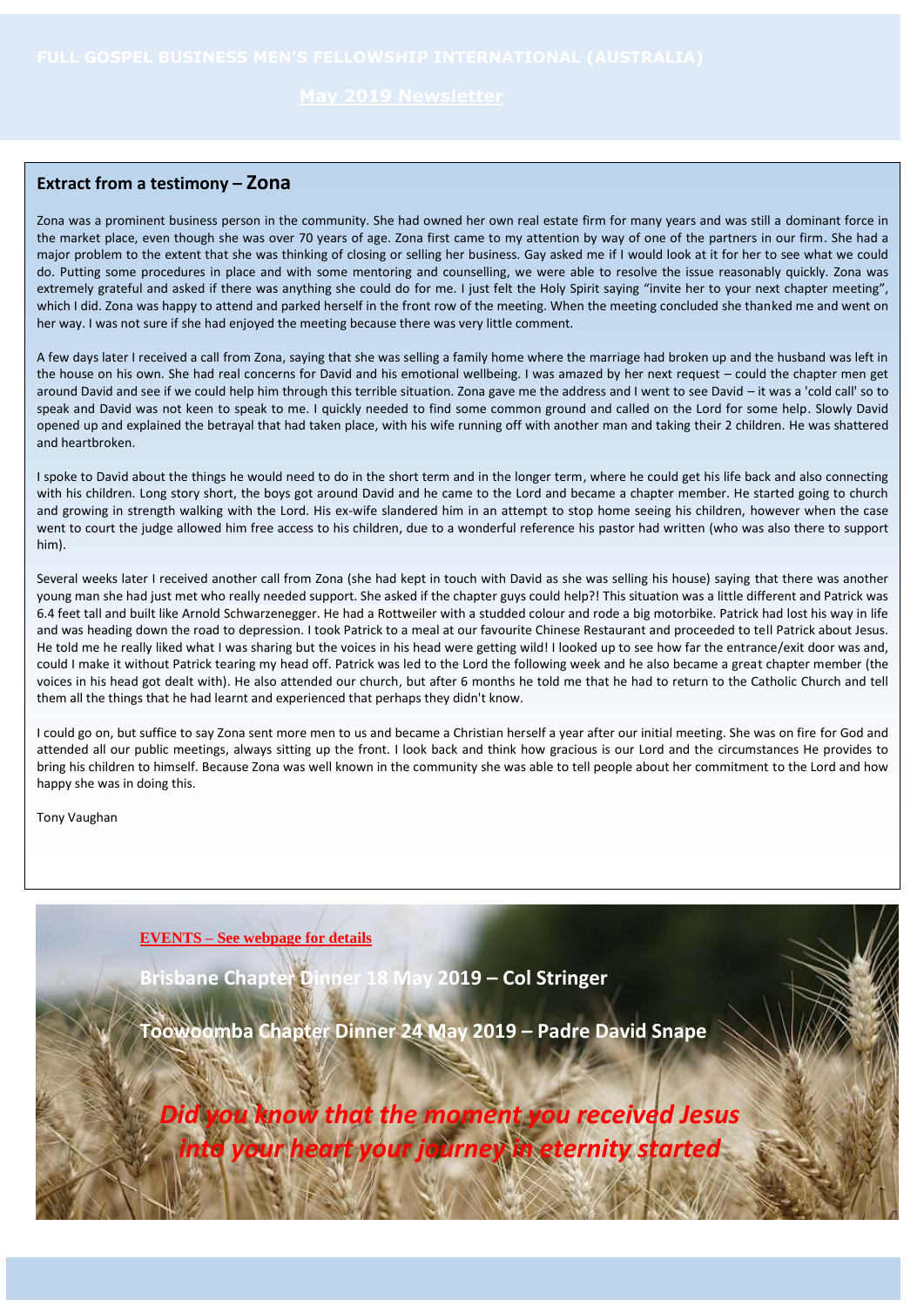## Extract from a testimony – Zona

Zona was a prominent business person in the community. She had owned her own real estate firm for many years and was still a dominant force in the market place, even though she was over 70 years of age. Zona first came to my attention by way of one of the partners in our firm. She had a major problem to the extent that she was thinking of closing or selling her business. Gay asked me if I would look at it for her to see what we could do. Putting some procedures in place and with some mentoring and counselling, we were able to resolve the issue reasonably quickly. Zona was extremely grateful and asked if there was anything she could do for me. I just felt the Holy Spirit saying "invite her to your next chapter meeting", which I did. Zona was happy to attend and parked herself in the front row of the meeting. When the meeting concluded she thanked me and went on her way. I was not sure if she had enjoyed the meeting because there was very little comment.

A few days later I received a call from Zona, saying that she was selling a family home where the marriage had broken up and the husband was left in the house on his own. She had real concerns for David and his emotional wellbeing. I was amazed by her next request – could the chapter men get around David and see if we could help him through this terrible situation. Zona gave me the address and I went to see David – it was a 'cold call' so to speak and David was not keen to speak to me. I quickly needed to find some common ground and called on the Lord for some help. Slowly David opened up and explained the betrayal that had taken place, with his wife running off with another man and taking their 2 children. He was shattered and heartbroken.

I spoke to David about the things he would need to do in the short term and in the longer term, where he could get his life back and also connecting with his children. Long story short, the boys got around David and he came to the Lord and became a chapter member. He started going to church and growing in strength walking with the Lord. His ex-wife slandered him in an attempt to stop home seeing his children, however when the case went to court the judge allowed him free access to his children, due to a wonderful reference his pastor had written (who was also there to support him).

Several weeks later I received another call from Zona (she had kept in touch with David as she was selling his house) saying that there was another young man she had just met who really needed support. She asked if the chapter guys could help?! This situation was a little different and Patrick was 6.4 feet tall and built like Arnold Schwarzenegger. He had a Rottweiler with a studded colour and rode a big motorbike. Patrick had lost his way in life and was heading down the road to depression. I took Patrick to a meal at our favourite Chinese Restaurant and proceeded to tell Patrick about Jesus. He told me he really liked what I was sharing but the voices in his head were getting wild! I looked up to see how far the entrance/exit door was and, could I make it without Patrick tearing my head off. Patrick was led to the Lord the following week and he also became a great chapter member (the voices in his head got dealt with). He also attended our church, but after 6 months he told me that he had to return to the Catholic Church and tell them all the things that he had learnt and experienced that perhaps they didn't know.

I could go on, but suffice to say Zona sent more men to us and became a Christian herself a year after our initial meeting. She was on fire for God and attended all our public meetings, always sitting up the front. I look back and think how gracious is our Lord and the circumstances He provides to bring his children to himself. Because Zona was well known in the community she was able to tell people about her commitment to the Lord and how happy she was in doing this.

Tony Vaughan

**EVENTS – See webpage for details**

**Brisbane Chapter Dinner 18 May 2019 – Col Stringer**

**Toowoomba Chapter Dinner 24 May 2019 – Padre David Snape**

***Did you know that the moment you received Jesus into your heart your journey in eternity started***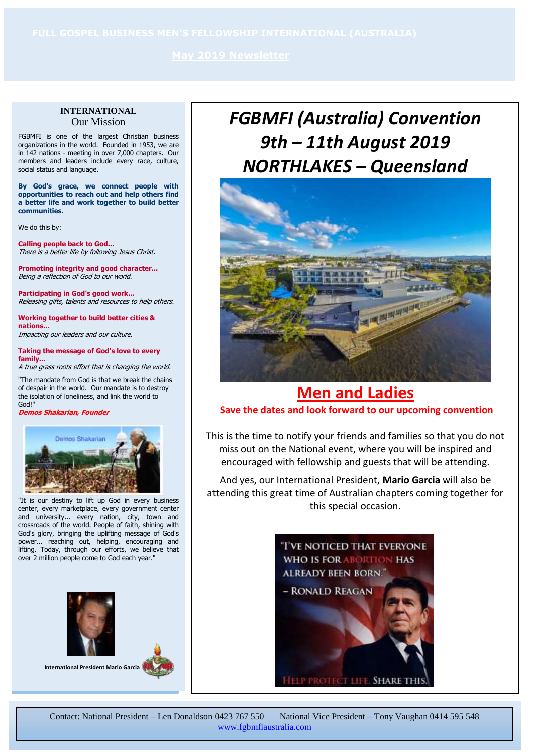FULL GOSPEL BUSINESS MEN'S FELLOWSHIP INTERNATIONAL (AUSTRALIA)

May 2019 Newsletter

### INTERNATIONAL
Our Mission

FGBMFI is one of the largest Christian business organizations in the world. Founded in 1953, we are in 142 nations - meeting in over 7,000 chapters. Our members and leaders include every race, culture, social status and language.

**By God's grace, we connect people with opportunities to reach out and help others find a better life and work together to build better communities.**

We do this by:

**Calling people back to God...**
*There is a better life by following Jesus Christ.*

**Promoting integrity and good character...**
*Being a reflection of God to our world.*

**Participating in God's good work...**
*Releasing gifts, talents and resources to help others.*

**Working together to build better cities & nations...**
*Impacting our leaders and our culture.*

**Taking the message of God's love to every family...**
*A true grass roots effort that is changing the world.*

"The mandate from God is that we break the chains of despair in the world. Our mandate is to destroy the isolation of loneliness, and link the world to God!"
***Demos Shakarian, Founder***

Demos Shakarian

"It is our destiny to lift up God in every business center, every marketplace, every government center and university... every nation, city, town and crossroads of the world. People of faith, shining with God's glory, bringing the uplifting message of God's power... reaching out, helping, encouraging and lifting. Today, through our efforts, we believe that over 2 million people come to God each year."

International President Mario Garcia

# *FGBMFI (Australia) Convention 9th – 11th August 2019 NORTHLAKES – Queensland*

## Men and Ladies

**Save the dates and look forward to our upcoming convention**

This is the time to notify your friends and families so that you do not miss out on the National event, where you will be inspired and encouraged with fellowship and guests that will be attending.

And yes, our International President, **Mario Garcia** will also be attending this great time of Australian chapters coming together for this special occasion.

"I'VE NOTICED THAT EVERYONE WHO IS FOR ABORTION HAS ALREADY BEEN BORN."
– RONALD REAGAN

HELP PROTECT LIFE. SHARE THIS.

Contact: National President – Len Donaldson 0423 767 550 National Vice President – Tony Vaughan 0414 595 548
www.fgbmfiaustralia.com